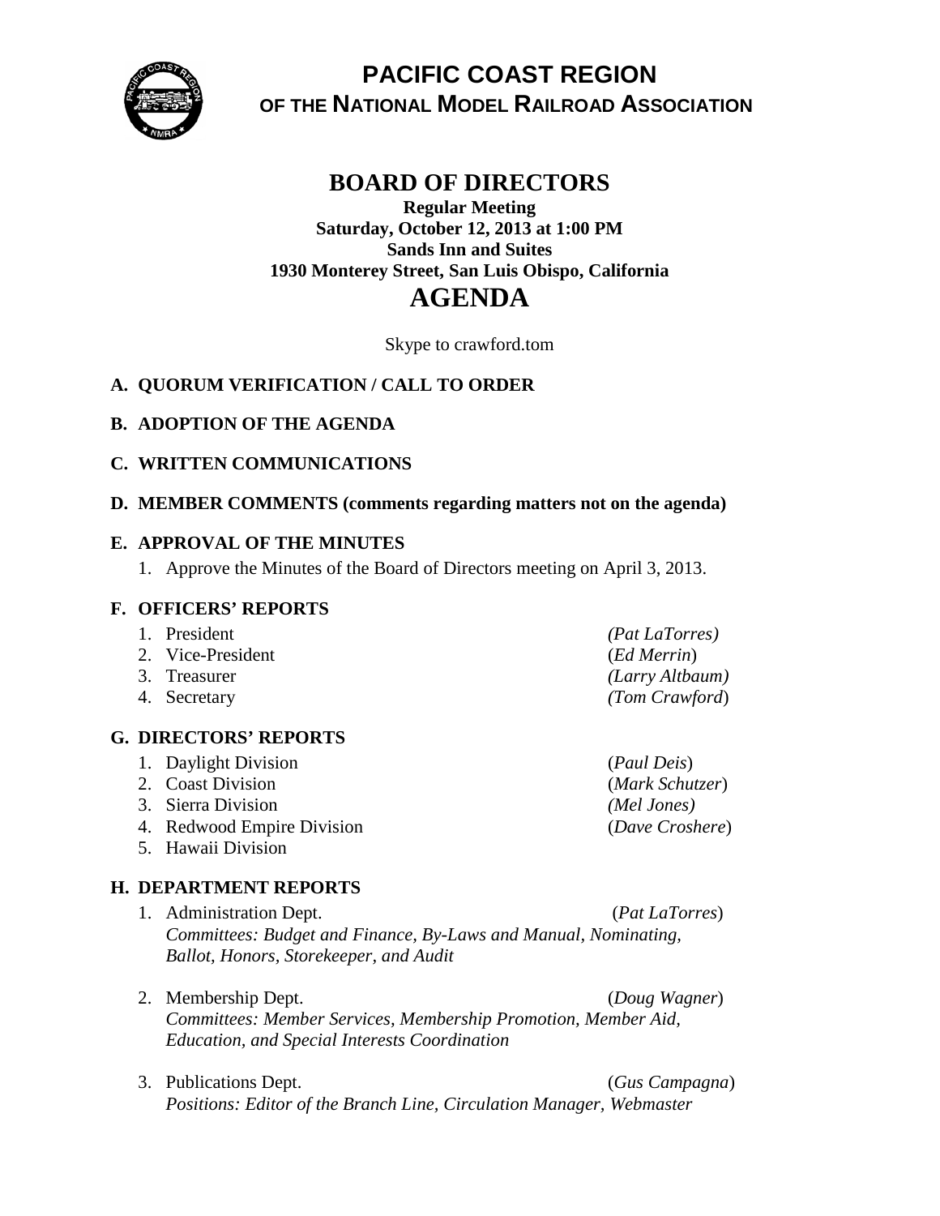# PACIFIC COAST REGION
## OF THE NATIONAL MODEL RAILROAD ASSOCIATION

# BOARD OF DIRECTORS

**Regular Meeting**
**Saturday, October 12, 2013 at 1:00 PM**
**Sands Inn and Suites**
**1930 Monterey Street, San Luis Obispo, California**

# AGENDA

Skype to crawford.tom

**A. QUORUM VERIFICATION / CALL TO ORDER**

**B. ADOPTION OF THE AGENDA**

**C. WRITTEN COMMUNICATIONS**

**D. MEMBER COMMENTS (comments regarding matters not on the agenda)**

**E. APPROVAL OF THE MINUTES**

1. Approve the Minutes of the Board of Directors meeting on April 3, 2013.

**F. OFFICERS' REPORTS**

1. President *(Pat LaTorres)*
2. Vice-President (*Ed Merrin*)
3. Treasurer *(Larry Altbaum)*
4. Secretary *(Tom Crawford*)

**G. DIRECTORS' REPORTS**

1. Daylight Division (*Paul Deis*)
2. Coast Division (*Mark Schutzer*)
3. Sierra Division *(Mel Jones)*
4. Redwood Empire Division (*Dave Croshere*)
5. Hawaii Division

**H. DEPARTMENT REPORTS**

1. Administration Dept. (*Pat LaTorres*)
   *Committees: Budget and Finance, By-Laws and Manual, Nominating, Ballot, Honors, Storekeeper, and Audit*

2. Membership Dept. (*Doug Wagner*)
   *Committees: Member Services, Membership Promotion, Member Aid, Education, and Special Interests Coordination*

3. Publications Dept. (*Gus Campagna*)
   *Positions: Editor of the Branch Line, Circulation Manager, Webmaster*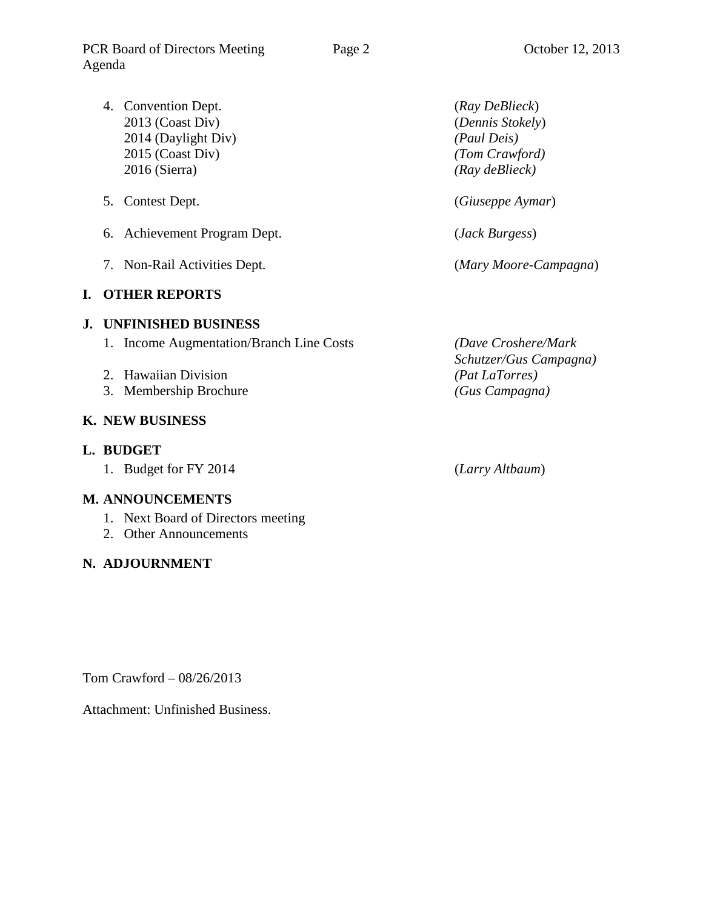4. Convention Dept. (*Ray DeBlieck*)
   2013 (Coast Div) (*Dennis Stokely*)
   2014 (Daylight Div) *(Paul Deis)*
   2015 (Coast Div) *(Tom Crawford)*
   2016 (Sierra) *(Ray deBlieck)*

5. Contest Dept. (*Giuseppe Aymar*)

6. Achievement Program Dept. (*Jack Burgess*)

7. Non-Rail Activities Dept. (*Mary Moore-Campagna*)

## I. OTHER REPORTS

## J. UNFINISHED BUSINESS

1. Income Augmentation/Branch Line Costs *(Dave Croshere/Mark Schutzer/Gus Campagna)*
2. Hawaiian Division *(Pat LaTorres)*
3. Membership Brochure *(Gus Campagna)*

## K. NEW BUSINESS

## L. BUDGET

1. Budget for FY 2014 (*Larry Altbaum*)

## M. ANNOUNCEMENTS

1. Next Board of Directors meeting
2. Other Announcements

## N. ADJOURNMENT

Tom Crawford – 08/26/2013

Attachment: Unfinished Business.